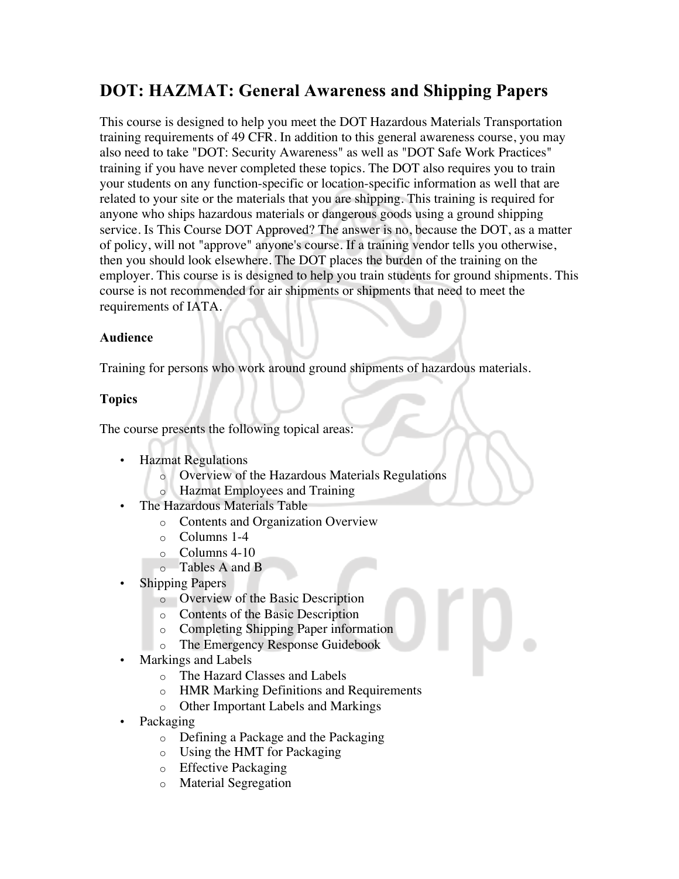# DOT: HAZMAT: General Awareness and Shipping Papers

This course is designed to help you meet the DOT Hazardous Materials Transportation training requirements of 49 CFR. In addition to this general awareness course, you may also need to take "DOT: Security Awareness" as well as "DOT Safe Work Practices" training if you have never completed these topics. The DOT also requires you to train your students on any function-specific or location-specific information as well that are related to your site or the materials that you are shipping. This training is required for anyone who ships hazardous materials or dangerous goods using a ground shipping service. Is This Course DOT Approved? The answer is no, because the DOT, as a matter of policy, will not "approve" anyone's course. If a training vendor tells you otherwise, then you should look elsewhere. The DOT places the burden of the training on the employer. This course is is designed to help you train students for ground shipments. This course is not recommended for air shipments or shipments that need to meet the requirements of IATA.

**Audience**

Training for persons who work around ground shipments of hazardous materials.

**Topics**

The course presents the following topical areas:

- Hazmat Regulations
  - Overview of the Hazardous Materials Regulations
  - Hazmat Employees and Training
- The Hazardous Materials Table
  - Contents and Organization Overview
  - Columns 1-4
  - Columns 4-10
  - Tables A and B
- Shipping Papers
  - Overview of the Basic Description
  - Contents of the Basic Description
  - Completing Shipping Paper information
  - The Emergency Response Guidebook
- Markings and Labels
  - The Hazard Classes and Labels
  - HMR Marking Definitions and Requirements
  - Other Important Labels and Markings
- Packaging
  - Defining a Package and the Packaging
  - Using the HMT for Packaging
  - Effective Packaging
  - Material Segregation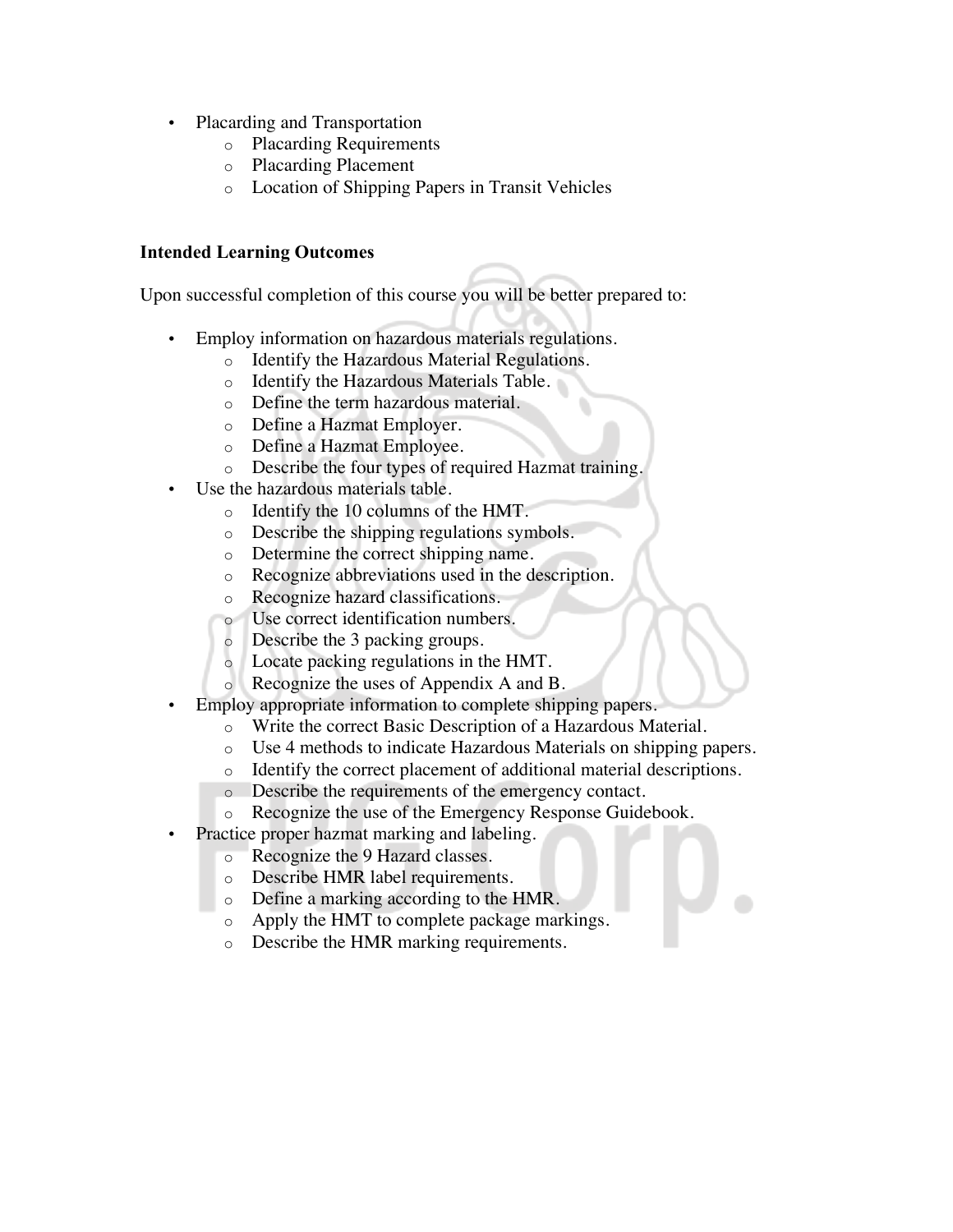- Placarding and Transportation
  - Placarding Requirements
  - Placarding Placement
  - Location of Shipping Papers in Transit Vehicles

**Intended Learning Outcomes**

Upon successful completion of this course you will be better prepared to:

- Employ information on hazardous materials regulations.
  - Identify the Hazardous Material Regulations.
  - Identify the Hazardous Materials Table.
  - Define the term hazardous material.
  - Define a Hazmat Employer.
  - Define a Hazmat Employee.
  - Describe the four types of required Hazmat training.
- Use the hazardous materials table.
  - Identify the 10 columns of the HMT.
  - Describe the shipping regulations symbols.
  - Determine the correct shipping name.
  - Recognize abbreviations used in the description.
  - Recognize hazard classifications.
  - Use correct identification numbers.
  - Describe the 3 packing groups.
  - Locate packing regulations in the HMT.
  - Recognize the uses of Appendix A and B.
- Employ appropriate information to complete shipping papers.
  - Write the correct Basic Description of a Hazardous Material.
  - Use 4 methods to indicate Hazardous Materials on shipping papers.
  - Identify the correct placement of additional material descriptions.
  - Describe the requirements of the emergency contact.
  - Recognize the use of the Emergency Response Guidebook.
- Practice proper hazmat marking and labeling.
  - Recognize the 9 Hazard classes.
  - Describe HMR label requirements.
  - Define a marking according to the HMR.
  - Apply the HMT to complete package markings.
  - Describe the HMR marking requirements.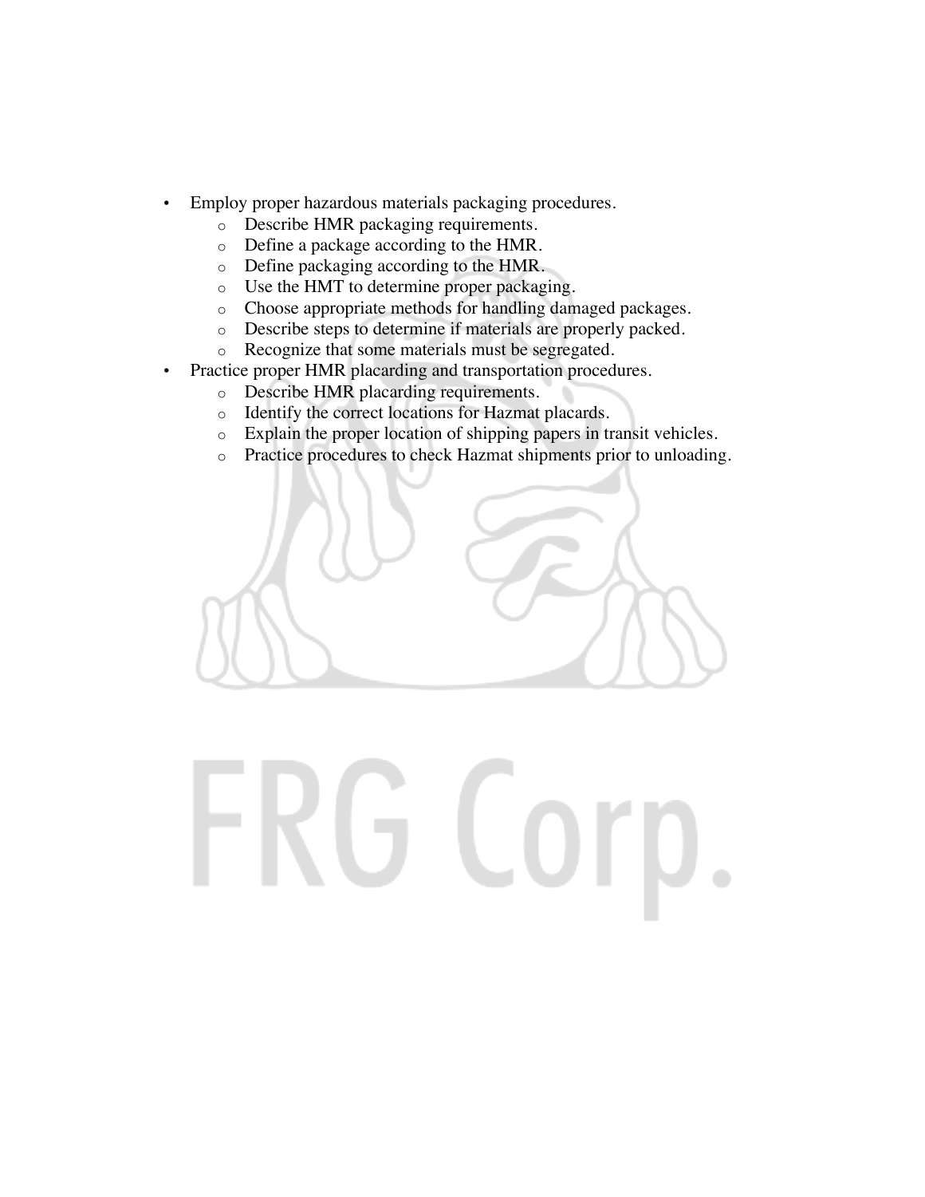- Employ proper hazardous materials packaging procedures.
    - Describe HMR packaging requirements.
    - Define a package according to the HMR.
    - Define packaging according to the HMR.
    - Use the HMT to determine proper packaging.
    - Choose appropriate methods for handling damaged packages.
    - Describe steps to determine if materials are properly packed.
    - Recognize that some materials must be segregated.
- Practice proper HMR placarding and transportation procedures.
    - Describe HMR placarding requirements.
    - Identify the correct locations for Hazmat placards.
    - Explain the proper location of shipping papers in transit vehicles.
    - Practice procedures to check Hazmat shipments prior to unloading.